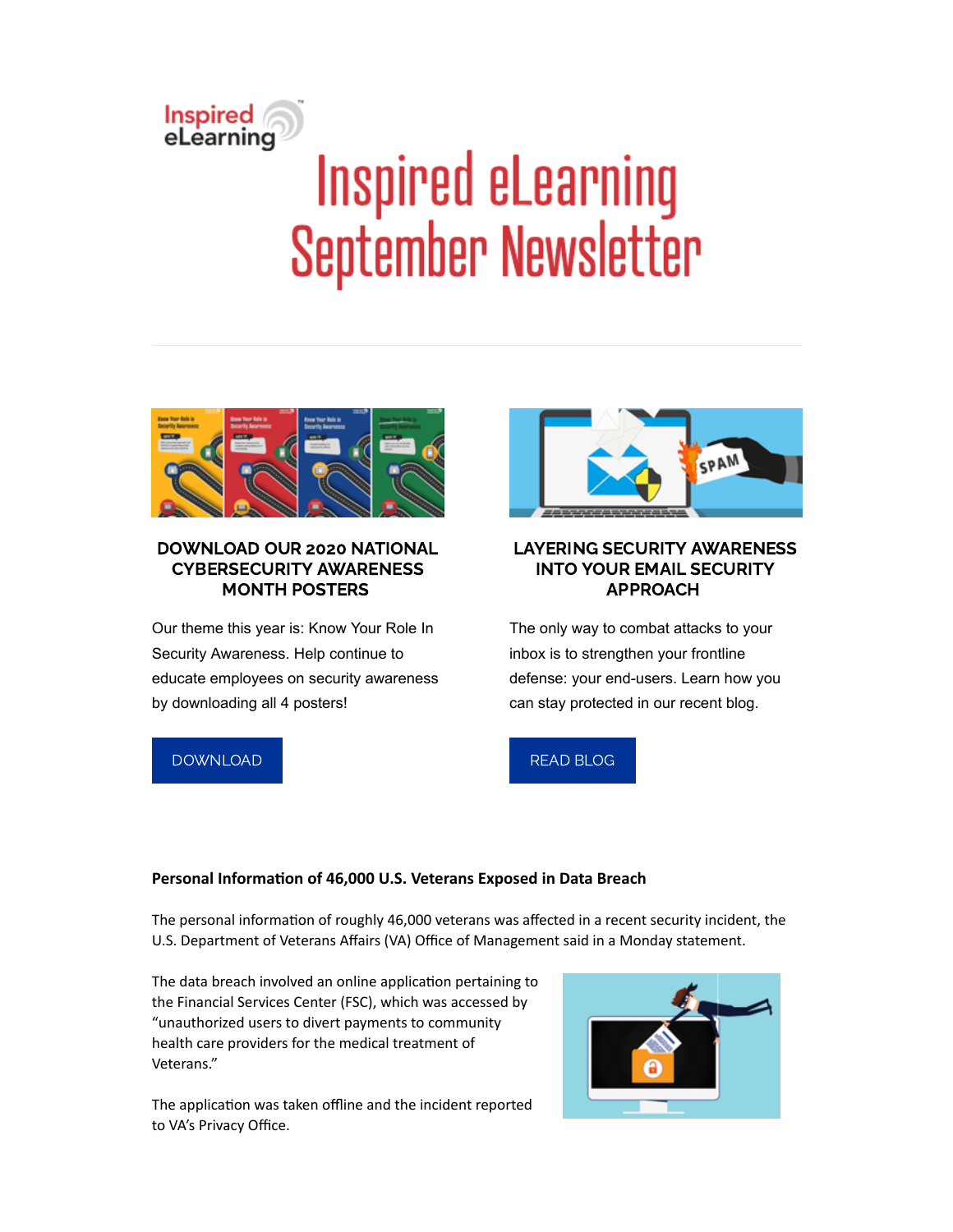# Inspired eLearning September Newsletter

## DOWNLOAD OUR 2020 NATIONAL CYBERSECURITY AWARENESS MONTH POSTERS

Our theme this year is: Know Your Role In Security Awareness. Help continue to educate employees on security awareness by downloading all 4 posters!

DOWNLOAD

## LAYERING SECURITY AWARENESS INTO YOUR EMAIL SECURITY APPROACH

The only way to combat attacks to your inbox is to strengthen your frontline defense: your end-users. Learn how you can stay protected in our recent blog.

READ BLOG

**Personal Information of 46,000 U.S. Veterans Exposed in Data Breach**

The personal information of roughly 46,000 veterans was affected in a recent security incident, the U.S. Department of Veterans Affairs (VA) Office of Management said in a Monday statement.

The data breach involved an online application pertaining to the Financial Services Center (FSC), which was accessed by "unauthorized users to divert payments to community health care providers for the medical treatment of Veterans."

The application was taken offline and the incident reported to VA's Privacy Office.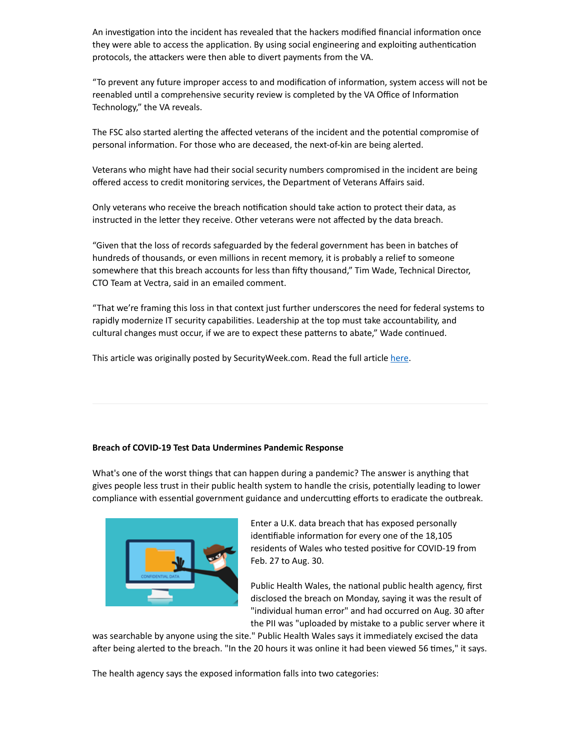An investigation into the incident has revealed that the hackers modified financial information once they were able to access the application. By using social engineering and exploiting authentication protocols, the attackers were then able to divert payments from the VA.

"To prevent any future improper access to and modification of information, system access will not be reenabled until a comprehensive security review is completed by the VA Office of Information Technology," the VA reveals.

The FSC also started alerting the affected veterans of the incident and the potential compromise of personal information. For those who are deceased, the next-of-kin are being alerted.

Veterans who might have had their social security numbers compromised in the incident are being offered access to credit monitoring services, the Department of Veterans Affairs said.

Only veterans who receive the breach notification should take action to protect their data, as instructed in the letter they receive. Other veterans were not affected by the data breach.

"Given that the loss of records safeguarded by the federal government has been in batches of hundreds of thousands, or even millions in recent memory, it is probably a relief to someone somewhere that this breach accounts for less than fifty thousand," Tim Wade, Technical Director, CTO Team at Vectra, said in an emailed comment.

"That we're framing this loss in that context just further underscores the need for federal systems to rapidly modernize IT security capabilities. Leadership at the top must take accountability, and cultural changes must occur, if we are to expect these patterns to abate," Wade continued.

This article was originally posted by SecurityWeek.com. Read the full article here.

---

**Breach of COVID-19 Test Data Undermines Pandemic Response**

What's one of the worst things that can happen during a pandemic? The answer is anything that gives people less trust in their public health system to handle the crisis, potentially leading to lower compliance with essential government guidance and undercutting efforts to eradicate the outbreak.

Enter a U.K. data breach that has exposed personally identifiable information for every one of the 18,105 residents of Wales who tested positive for COVID-19 from Feb. 27 to Aug. 30.

Public Health Wales, the national public health agency, first disclosed the breach on Monday, saying it was the result of "individual human error" and had occurred on Aug. 30 after the PII was "uploaded by mistake to a public server where it was searchable by anyone using the site." Public Health Wales says it immediately excised the data after being alerted to the breach. "In the 20 hours it was online it had been viewed 56 times," it says.

The health agency says the exposed information falls into two categories: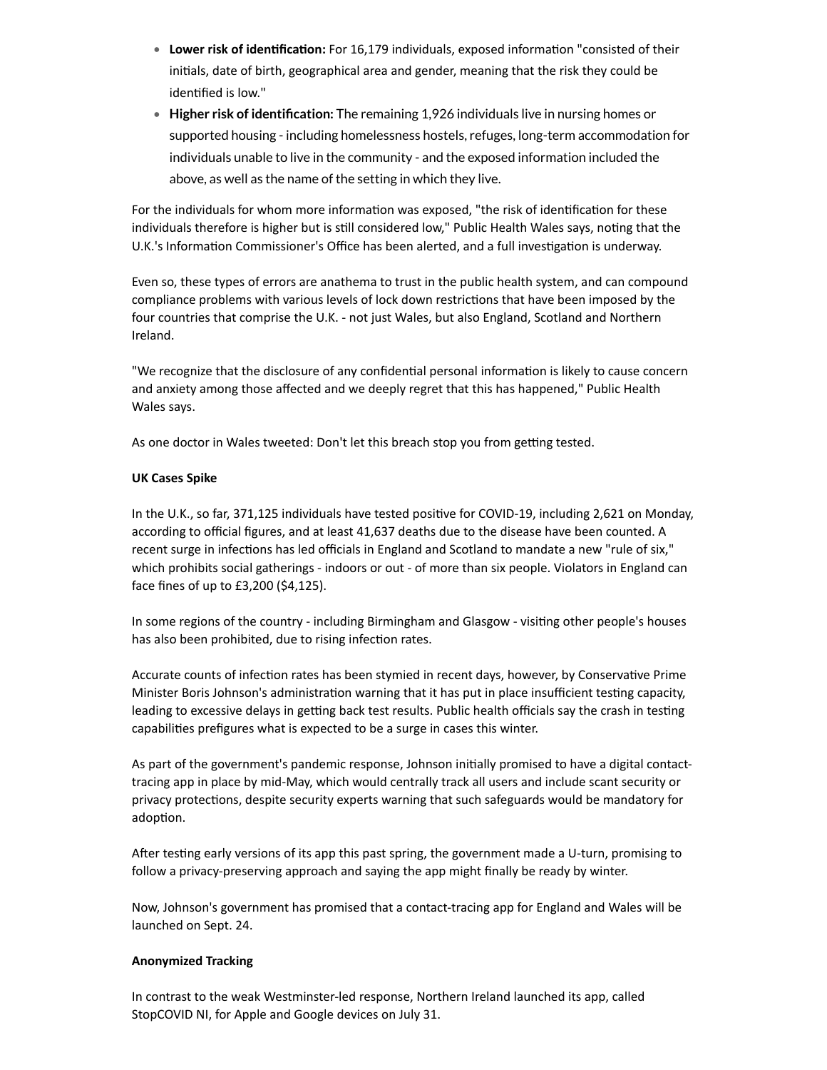- **Lower risk of identification:** For 16,179 individuals, exposed information "consisted of their initials, date of birth, geographical area and gender, meaning that the risk they could be identified is low."
- **Higher risk of identification:** The remaining 1,926 individuals live in nursing homes or supported housing - including homelessness hostels, refuges, long-term accommodation for individuals unable to live in the community - and the exposed information included the above, as well as the name of the setting in which they live.

For the individuals for whom more information was exposed, "the risk of identification for these individuals therefore is higher but is still considered low," Public Health Wales says, noting that the U.K.'s Information Commissioner's Office has been alerted, and a full investigation is underway.

Even so, these types of errors are anathema to trust in the public health system, and can compound compliance problems with various levels of lock down restrictions that have been imposed by the four countries that comprise the U.K. - not just Wales, but also England, Scotland and Northern Ireland.

"We recognize that the disclosure of any confidential personal information is likely to cause concern and anxiety among those affected and we deeply regret that this has happened," Public Health Wales says.

As one doctor in Wales tweeted: Don't let this breach stop you from getting tested.

**UK Cases Spike**

In the U.K., so far, 371,125 individuals have tested positive for COVID-19, including 2,621 on Monday, according to official figures, and at least 41,637 deaths due to the disease have been counted. A recent surge in infections has led officials in England and Scotland to mandate a new "rule of six," which prohibits social gatherings - indoors or out - of more than six people. Violators in England can face fines of up to £3,200 ($4,125).

In some regions of the country - including Birmingham and Glasgow - visiting other people's houses has also been prohibited, due to rising infection rates.

Accurate counts of infection rates has been stymied in recent days, however, by Conservative Prime Minister Boris Johnson's administration warning that it has put in place insufficient testing capacity, leading to excessive delays in getting back test results. Public health officials say the crash in testing capabilities prefigures what is expected to be a surge in cases this winter.

As part of the government's pandemic response, Johnson initially promised to have a digital contact-tracing app in place by mid-May, which would centrally track all users and include scant security or privacy protections, despite security experts warning that such safeguards would be mandatory for adoption.

After testing early versions of its app this past spring, the government made a U-turn, promising to follow a privacy-preserving approach and saying the app might finally be ready by winter.

Now, Johnson's government has promised that a contact-tracing app for England and Wales will be launched on Sept. 24.

**Anonymized Tracking**

In contrast to the weak Westminster-led response, Northern Ireland launched its app, called StopCOVID NI, for Apple and Google devices on July 31.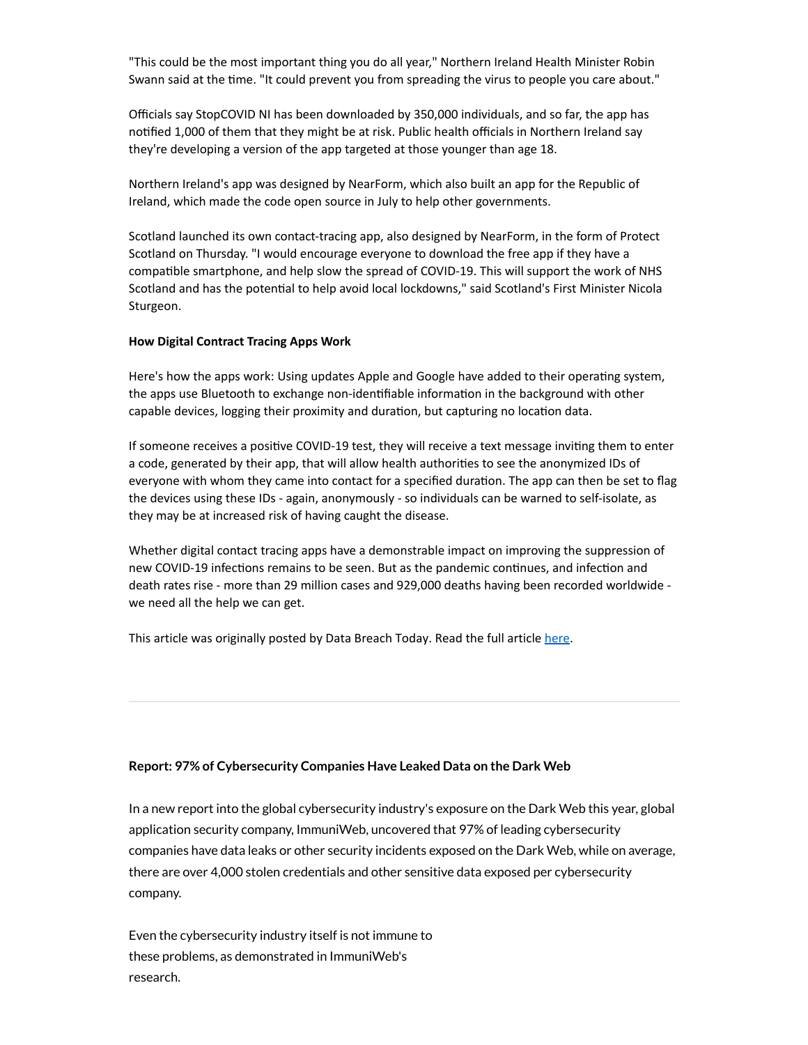"This could be the most important thing you do all year," Northern Ireland Health Minister Robin Swann said at the time. "It could prevent you from spreading the virus to people you care about."

Officials say StopCOVID NI has been downloaded by 350,000 individuals, and so far, the app has notified 1,000 of them that they might be at risk. Public health officials in Northern Ireland say they're developing a version of the app targeted at those younger than age 18.

Northern Ireland's app was designed by NearForm, which also built an app for the Republic of Ireland, which made the code open source in July to help other governments.

Scotland launched its own contact-tracing app, also designed by NearForm, in the form of Protect Scotland on Thursday. "I would encourage everyone to download the free app if they have a compatible smartphone, and help slow the spread of COVID-19. This will support the work of NHS Scotland and has the potential to help avoid local lockdowns," said Scotland's First Minister Nicola Sturgeon.

**How Digital Contract Tracing Apps Work**

Here's how the apps work: Using updates Apple and Google have added to their operating system, the apps use Bluetooth to exchange non-identifiable information in the background with other capable devices, logging their proximity and duration, but capturing no location data.

If someone receives a positive COVID-19 test, they will receive a text message inviting them to enter a code, generated by their app, that will allow health authorities to see the anonymized IDs of everyone with whom they came into contact for a specified duration. The app can then be set to flag the devices using these IDs - again, anonymously - so individuals can be warned to self-isolate, as they may be at increased risk of having caught the disease.

Whether digital contact tracing apps have a demonstrable impact on improving the suppression of new COVID-19 infections remains to be seen. But as the pandemic continues, and infection and death rates rise - more than 29 million cases and 929,000 deaths having been recorded worldwide - we need all the help we can get.

This article was originally posted by Data Breach Today. Read the full article [here](#).

---

**Report: 97% of Cybersecurity Companies Have Leaked Data on the Dark Web**

In a new report into the global cybersecurity industry's exposure on the Dark Web this year, global application security company, ImmuniWeb, uncovered that 97% of leading cybersecurity companies have data leaks or other security incidents exposed on the Dark Web, while on average, there are over 4,000 stolen credentials and other sensitive data exposed per cybersecurity company.

Even the cybersecurity industry itself is not immune to these problems, as demonstrated in ImmuniWeb's research.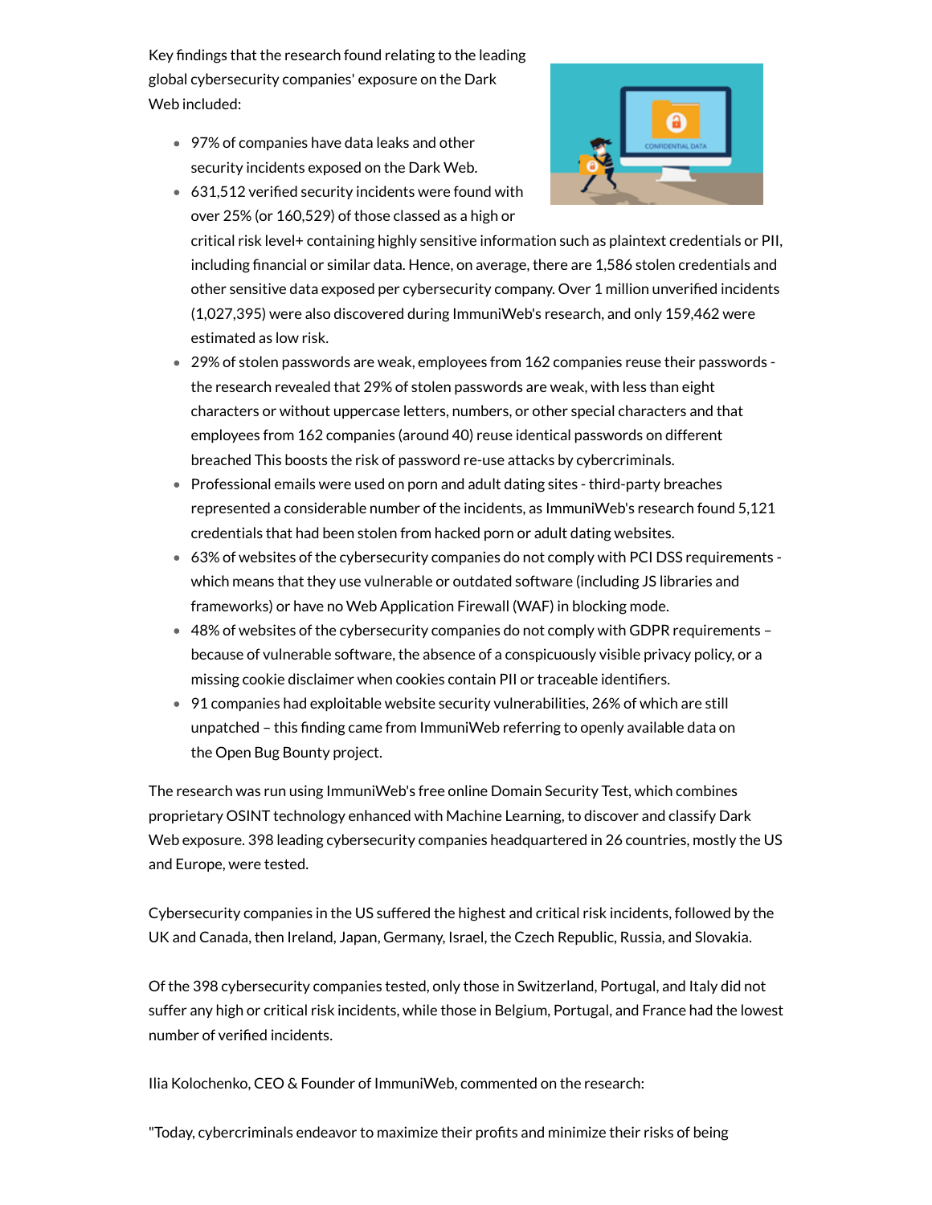Key findings that the research found relating to the leading global cybersecurity companies' exposure on the Dark Web included:

- 97% of companies have data leaks and other security incidents exposed on the Dark Web.
- 631,512 verified security incidents were found with over 25% (or 160,529) of those classed as a high or critical risk level+ containing highly sensitive information such as plaintext credentials or PII, including financial or similar data. Hence, on average, there are 1,586 stolen credentials and other sensitive data exposed per cybersecurity company. Over 1 million unverified incidents (1,027,395) were also discovered during ImmuniWeb's research, and only 159,462 were estimated as low risk.
- 29% of stolen passwords are weak, employees from 162 companies reuse their passwords - the research revealed that 29% of stolen passwords are weak, with less than eight characters or without uppercase letters, numbers, or other special characters and that employees from 162 companies (around 40) reuse identical passwords on different breached This boosts the risk of password re-use attacks by cybercriminals.
- Professional emails were used on porn and adult dating sites - third-party breaches represented a considerable number of the incidents, as ImmuniWeb's research found 5,121 credentials that had been stolen from hacked porn or adult dating websites.
- 63% of websites of the cybersecurity companies do not comply with PCI DSS requirements - which means that they use vulnerable or outdated software (including JS libraries and frameworks) or have no Web Application Firewall (WAF) in blocking mode.
- 48% of websites of the cybersecurity companies do not comply with GDPR requirements – because of vulnerable software, the absence of a conspicuously visible privacy policy, or a missing cookie disclaimer when cookies contain PII or traceable identifiers.
- 91 companies had exploitable website security vulnerabilities, 26% of which are still unpatched – this finding came from ImmuniWeb referring to openly available data on the Open Bug Bounty project.

The research was run using ImmuniWeb's free online Domain Security Test, which combines proprietary OSINT technology enhanced with Machine Learning, to discover and classify Dark Web exposure. 398 leading cybersecurity companies headquartered in 26 countries, mostly the US and Europe, were tested.

Cybersecurity companies in the US suffered the highest and critical risk incidents, followed by the UK and Canada, then Ireland, Japan, Germany, Israel, the Czech Republic, Russia, and Slovakia.

Of the 398 cybersecurity companies tested, only those in Switzerland, Portugal, and Italy did not suffer any high or critical risk incidents, while those in Belgium, Portugal, and France had the lowest number of verified incidents.

Ilia Kolochenko, CEO & Founder of ImmuniWeb, commented on the research:

"Today, cybercriminals endeavor to maximize their profits and minimize their risks of being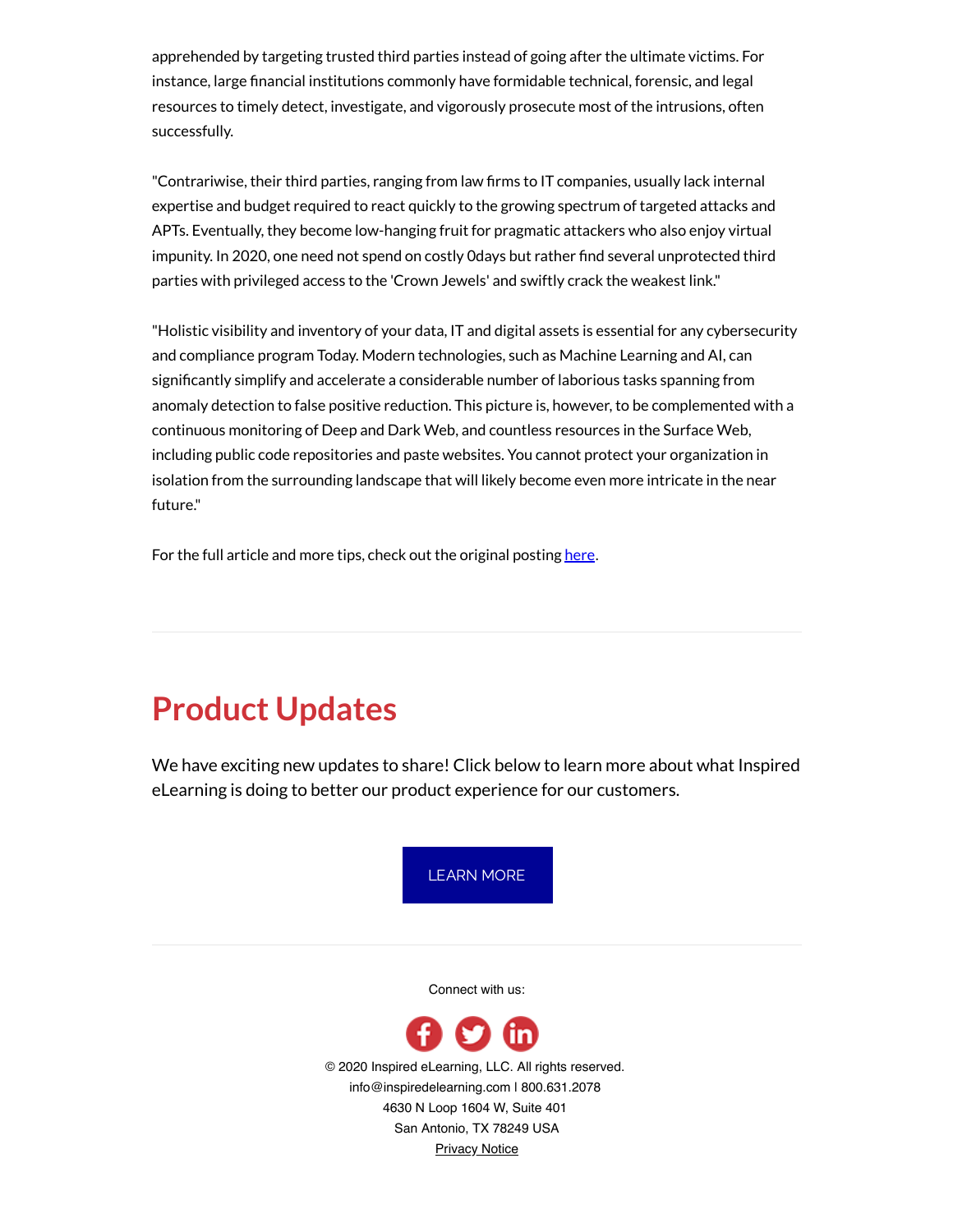apprehended by targeting trusted third parties instead of going after the ultimate victims. For instance, large financial institutions commonly have formidable technical, forensic, and legal resources to timely detect, investigate, and vigorously prosecute most of the intrusions, often successfully.

"Contrariwise, their third parties, ranging from law firms to IT companies, usually lack internal expertise and budget required to react quickly to the growing spectrum of targeted attacks and APTs. Eventually, they become low-hanging fruit for pragmatic attackers who also enjoy virtual impunity. In 2020, one need not spend on costly 0days but rather find several unprotected third parties with privileged access to the 'Crown Jewels' and swiftly crack the weakest link."

"Holistic visibility and inventory of your data, IT and digital assets is essential for any cybersecurity and compliance program Today. Modern technologies, such as Machine Learning and AI, can significantly simplify and accelerate a considerable number of laborious tasks spanning from anomaly detection to false positive reduction. This picture is, however, to be complemented with a continuous monitoring of Deep and Dark Web, and countless resources in the Surface Web, including public code repositories and paste websites. You cannot protect your organization in isolation from the surrounding landscape that will likely become even more intricate in the near future."

For the full article and more tips, check out the original posting [here](#).

---

## Product Updates

We have exciting new updates to share! Click below to learn more about what Inspired eLearning is doing to better our product experience for our customers.

LEARN MORE

---

Connect with us:

© 2020 Inspired eLearning, LLC. All rights reserved.
info@inspiredelearning.com | 800.631.2078
4630 N Loop 1604 W, Suite 401
San Antonio, TX 78249 USA
Privacy Notice